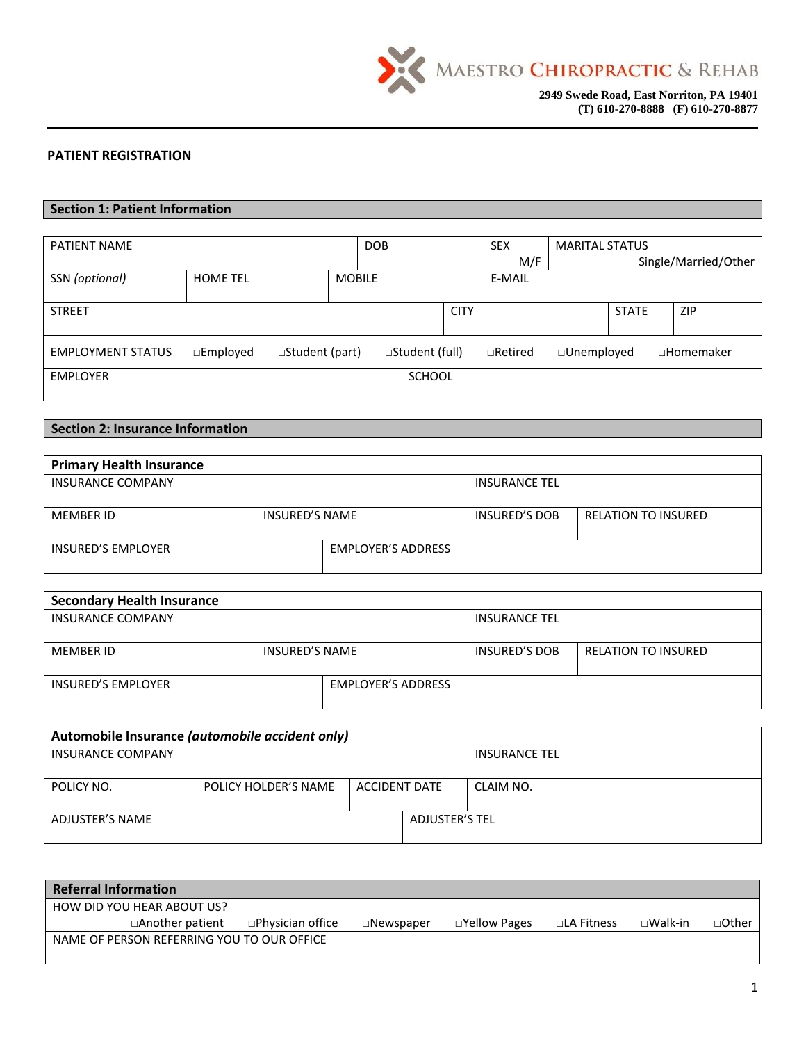**MAESTRO CHIROPRACTIC & REHAB**

**2949 Swede Road, East Norriton, PA 19401**
**(T) 610-270-8888 (F) 610-270-8877**

## PATIENT REGISTRATION

### Section 1: Patient Information

| PATIENT NAME | | DOB | SEX M/F | MARITAL STATUS Single/Married/Other |
|---|---|---|---|---|
| SSN *(optional)* | HOME TEL | MOBILE | E-MAIL | |

| STREET | CITY | STATE | ZIP |
|---|---|---|---|

EMPLOYMENT STATUS □Employed □Student (part) □Student (full) □Retired □Unemployed □Homemaker

| EMPLOYER | SCHOOL |
|---|---|

### Section 2: Insurance Information

**Primary Health Insurance**

| INSURANCE COMPANY | | INSURANCE TEL | |
|---|---|---|---|
| MEMBER ID | INSURED'S NAME | INSURED'S DOB | RELATION TO INSURED |
| INSURED'S EMPLOYER | EMPLOYER'S ADDRESS | | |

**Secondary Health Insurance**

| INSURANCE COMPANY | | INSURANCE TEL | |
|---|---|---|---|
| MEMBER ID | INSURED'S NAME | INSURED'S DOB | RELATION TO INSURED |
| INSURED'S EMPLOYER | EMPLOYER'S ADDRESS | | |

**Automobile Insurance *(automobile accident only)***

| INSURANCE COMPANY | | | INSURANCE TEL |
|---|---|---|---|
| POLICY NO. | POLICY HOLDER'S NAME | ACCIDENT DATE | CLAIM NO. |
| ADJUSTER'S NAME | | ADJUSTER'S TEL | |

**Referral Information**

HOW DID YOU HEAR ABOUT US?

□Another patient □Physician office □Newspaper □Yellow Pages □LA Fitness □Walk-in □Other

NAME OF PERSON REFERRING YOU TO OUR OFFICE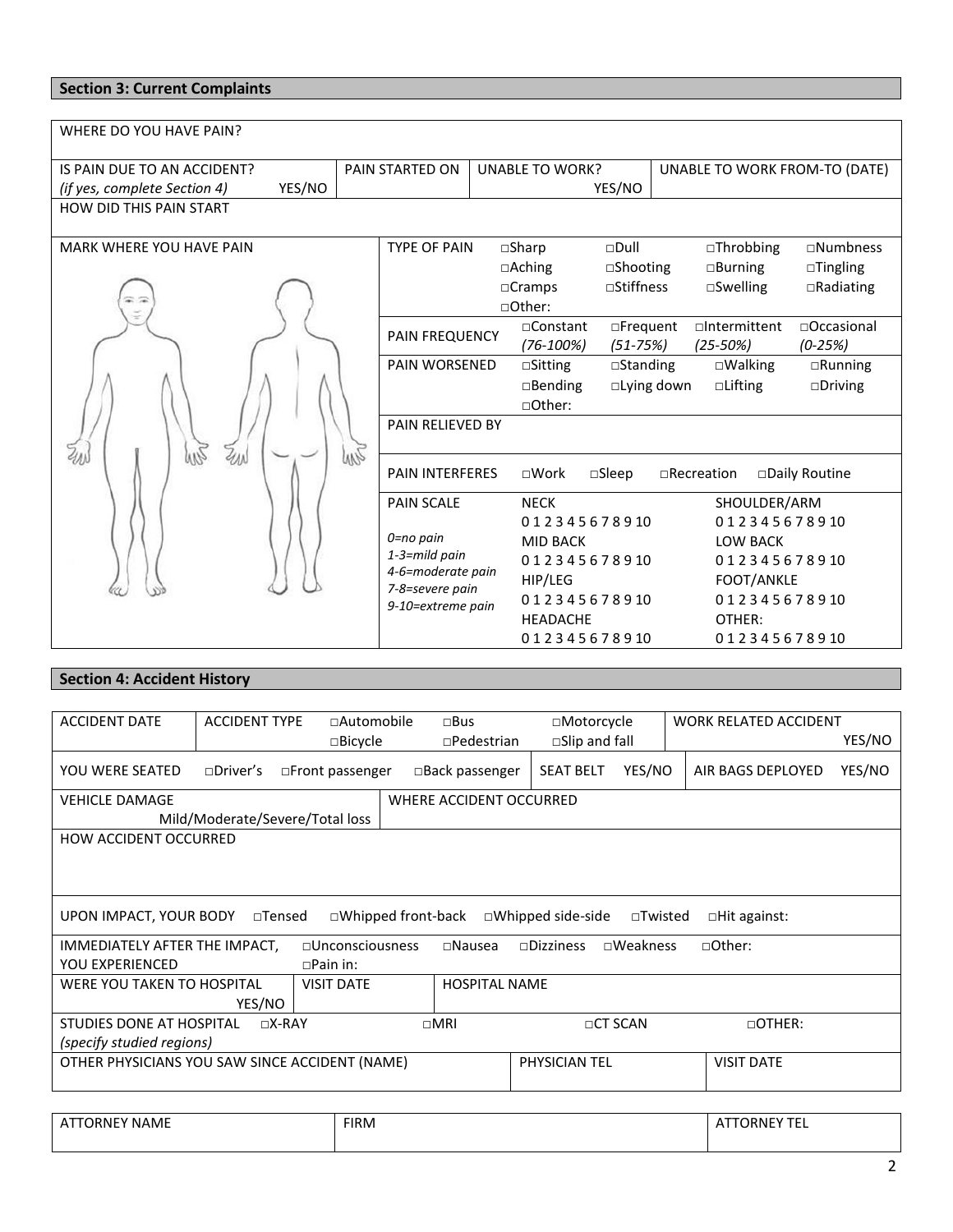## Section 3: Current Complaints

| WHERE DO YOU HAVE PAIN? | | | |
|---|---|---|---|
| IS PAIN DUE TO AN ACCIDENT? *(if yes, complete Section 4)* YES/NO | PAIN STARTED ON | UNABLE TO WORK? YES/NO | UNABLE TO WORK FROM-TO (DATE) |
| HOW DID THIS PAIN START | | | |

MARK WHERE YOU HAVE PAIN

| | |
|---|---|
| TYPE OF PAIN | □Sharp □Dull □Throbbing □Numbness □Aching □Shooting □Burning □Tingling □Cramps □Stiffness □Swelling □Radiating □Other: |
| PAIN FREQUENCY | □Constant *(76-100%)* □Frequent *(51-75%)* □Intermittent *(25-50%)* □Occasional *(0-25%)* |
| PAIN WORSENED | □Sitting □Standing □Walking □Running □Bending □Lying down □Lifting □Driving □Other: |
| PAIN RELIEVED BY | |
| PAIN INTERFERES | □Work □Sleep □Recreation □Daily Routine |
| PAIN SCALE *0=no pain* *1-3=mild pain* *4-6=moderate pain* *7-8=severe pain* *9-10=extreme pain* | NECK 0 1 2 3 4 5 6 7 8 9 10 / SHOULDER/ARM 0 1 2 3 4 5 6 7 8 9 10 / MID BACK 0 1 2 3 4 5 6 7 8 9 10 / LOW BACK 0 1 2 3 4 5 6 7 8 9 10 / HIP/LEG 0 1 2 3 4 5 6 7 8 9 10 / FOOT/ANKLE 0 1 2 3 4 5 6 7 8 9 10 / HEADACHE 0 1 2 3 4 5 6 7 8 9 10 / OTHER: 0 1 2 3 4 5 6 7 8 9 10 |

## Section 4: Accident History

| ACCIDENT DATE | ACCIDENT TYPE □Automobile □Bus □Motorcycle □Bicycle □Pedestrian □Slip and fall | WORK RELATED ACCIDENT YES/NO |
|---|---|---|
| YOU WERE SEATED □Driver's □Front passenger □Back passenger | SEAT BELT YES/NO | AIR BAGS DEPLOYED YES/NO |
| VEHICLE DAMAGE Mild/Moderate/Severe/Total loss | WHERE ACCIDENT OCCURRED | |
| HOW ACCIDENT OCCURRED | | |
| UPON IMPACT, YOUR BODY □Tensed □Whipped front-back □Whipped side-side □Twisted □Hit against: | | |
| IMMEDIATELY AFTER THE IMPACT, YOU EXPERIENCED □Unconsciousness □Nausea □Dizziness □Weakness □Other: □Pain in: | | |
| WERE YOU TAKEN TO HOSPITAL YES/NO | VISIT DATE | HOSPITAL NAME |
| STUDIES DONE AT HOSPITAL *(specify studied regions)* □X-RAY □MRI □CT SCAN □OTHER: | | |
| OTHER PHYSICIANS YOU SAW SINCE ACCIDENT (NAME) | PHYSICIAN TEL | VISIT DATE |

| ATTORNEY NAME | FIRM | ATTORNEY TEL |
|---|---|---|
| | | |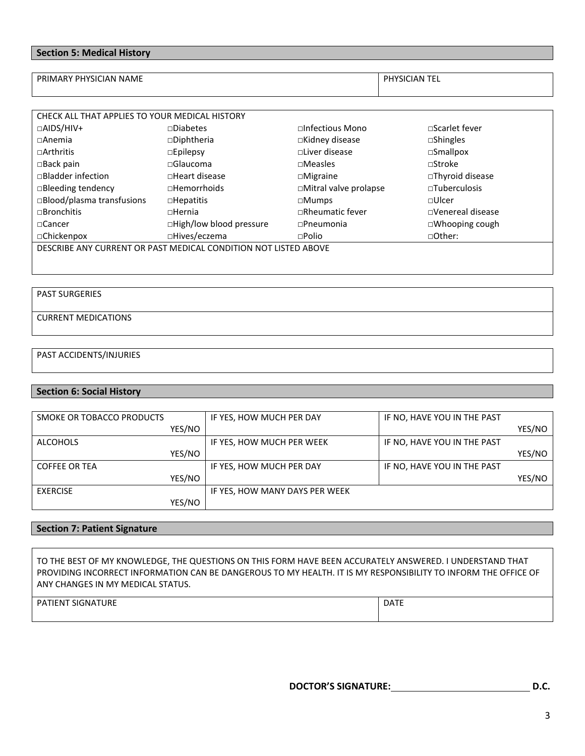## Section 5: Medical History

| PRIMARY PHYSICIAN NAME | PHYSICIAN TEL |
|---|---|
| | |

| CHECK ALL THAT APPLIES TO YOUR MEDICAL HISTORY | | | |
|---|---|---|---|
| □AIDS/HIV+ | □Diabetes | □Infectious Mono | □Scarlet fever |
| □Anemia | □Diphtheria | □Kidney disease | □Shingles |
| □Arthritis | □Epilepsy | □Liver disease | □Smallpox |
| □Back pain | □Glaucoma | □Measles | □Stroke |
| □Bladder infection | □Heart disease | □Migraine | □Thyroid disease |
| □Bleeding tendency | □Hemorrhoids | □Mitral valve prolapse | □Tuberculosis |
| □Blood/plasma transfusions | □Hepatitis | □Mumps | □Ulcer |
| □Bronchitis | □Hernia | □Rheumatic fever | □Venereal disease |
| □Cancer | □High/low blood pressure | □Pneumonia | □Whooping cough |
| □Chickenpox | □Hives/eczema | □Polio | □Other: |
| DESCRIBE ANY CURRENT OR PAST MEDICAL CONDITION NOT LISTED ABOVE | | | |

PAST SURGERIES

CURRENT MEDICATIONS

PAST ACCIDENTS/INJURIES

## Section 6: Social History

| SMOKE OR TOBACCO PRODUCTS YES/NO | IF YES, HOW MUCH PER DAY | IF NO, HAVE YOU IN THE PAST YES/NO |
|---|---|---|
| ALCOHOLS YES/NO | IF YES, HOW MUCH PER WEEK | IF NO, HAVE YOU IN THE PAST YES/NO |
| COFFEE OR TEA YES/NO | IF YES, HOW MUCH PER DAY | IF NO, HAVE YOU IN THE PAST YES/NO |
| EXERCISE YES/NO | IF YES, HOW MANY DAYS PER WEEK | |

## Section 7: Patient Signature

TO THE BEST OF MY KNOWLEDGE, THE QUESTIONS ON THIS FORM HAVE BEEN ACCURATELY ANSWERED. I UNDERSTAND THAT PROVIDING INCORRECT INFORMATION CAN BE DANGEROUS TO MY HEALTH. IT IS MY RESPONSIBILITY TO INFORM THE OFFICE OF ANY CHANGES IN MY MEDICAL STATUS.

| PATIENT SIGNATURE | DATE |
|---|---|
| | |

**DOCTOR'S SIGNATURE:**\_\_\_\_\_\_\_\_\_\_\_\_\_\_\_\_\_\_\_\_\_\_\_\_\_\_\_\_ **D.C.**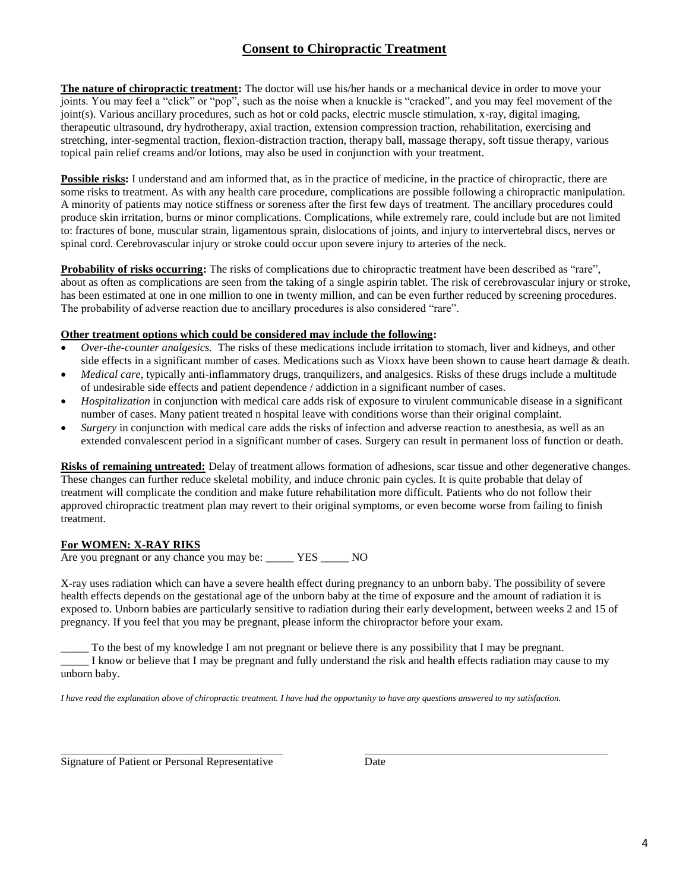# Consent to Chiropractic Treatment

**The nature of chiropractic treatment:** The doctor will use his/her hands or a mechanical device in order to move your joints. You may feel a "click" or "pop", such as the noise when a knuckle is "cracked", and you may feel movement of the joint(s). Various ancillary procedures, such as hot or cold packs, electric muscle stimulation, x-ray, digital imaging, therapeutic ultrasound, dry hydrotherapy, axial traction, extension compression traction, rehabilitation, exercising and stretching, inter-segmental traction, flexion-distraction traction, therapy ball, massage therapy, soft tissue therapy, various topical pain relief creams and/or lotions, may also be used in conjunction with your treatment.

**Possible risks:** I understand and am informed that, as in the practice of medicine, in the practice of chiropractic, there are some risks to treatment. As with any health care procedure, complications are possible following a chiropractic manipulation. A minority of patients may notice stiffness or soreness after the first few days of treatment. The ancillary procedures could produce skin irritation, burns or minor complications. Complications, while extremely rare, could include but are not limited to: fractures of bone, muscular strain, ligamentous sprain, dislocations of joints, and injury to intervertebral discs, nerves or spinal cord. Cerebrovascular injury or stroke could occur upon severe injury to arteries of the neck.

**Probability of risks occurring:** The risks of complications due to chiropractic treatment have been described as "rare", about as often as complications are seen from the taking of a single aspirin tablet. The risk of cerebrovascular injury or stroke, has been estimated at one in one million to one in twenty million, and can be even further reduced by screening procedures. The probability of adverse reaction due to ancillary procedures is also considered "rare".

**Other treatment options which could be considered may include the following:**

- *Over-the-counter analgesics.* The risks of these medications include irritation to stomach, liver and kidneys, and other side effects in a significant number of cases. Medications such as Vioxx have been shown to cause heart damage & death.
- *Medical care,* typically anti-inflammatory drugs, tranquilizers, and analgesics. Risks of these drugs include a multitude of undesirable side effects and patient dependence / addiction in a significant number of cases.
- *Hospitalization* in conjunction with medical care adds risk of exposure to virulent communicable disease in a significant number of cases. Many patient treated n hospital leave with conditions worse than their original complaint.
- *Surgery* in conjunction with medical care adds the risks of infection and adverse reaction to anesthesia, as well as an extended convalescent period in a significant number of cases. Surgery can result in permanent loss of function or death.

**Risks of remaining untreated:** Delay of treatment allows formation of adhesions, scar tissue and other degenerative changes. These changes can further reduce skeletal mobility, and induce chronic pain cycles. It is quite probable that delay of treatment will complicate the condition and make future rehabilitation more difficult. Patients who do not follow their approved chiropractic treatment plan may revert to their original symptoms, or even become worse from failing to finish treatment.

**For WOMEN: X-RAY RIKS**

Are you pregnant or any chance you may be: _____ YES _____ NO

X-ray uses radiation which can have a severe health effect during pregnancy to an unborn baby. The possibility of severe health effects depends on the gestational age of the unborn baby at the time of exposure and the amount of radiation it is exposed to. Unborn babies are particularly sensitive to radiation during their early development, between weeks 2 and 15 of pregnancy. If you feel that you may be pregnant, please inform the chiropractor before your exam.

_____ To the best of my knowledge I am not pregnant or believe there is any possibility that I may be pregnant.

_____ I know or believe that I may be pregnant and fully understand the risk and health effects radiation may cause to my unborn baby.

*I have read the explanation above of chiropractic treatment. I have had the opportunity to have any questions answered to my satisfaction.*

\_\_\_\_\_\_\_\_\_\_\_\_\_\_\_\_\_\_\_\_\_\_\_\_\_\_\_\_\_\_\_\_\_\_\_\_\_\_ \_\_\_\_\_\_\_\_\_\_\_\_\_\_\_\_\_\_\_\_\_\_\_\_\_\_\_\_\_\_\_\_\_\_\_\_\_\_

Signature of Patient or Personal Representative Date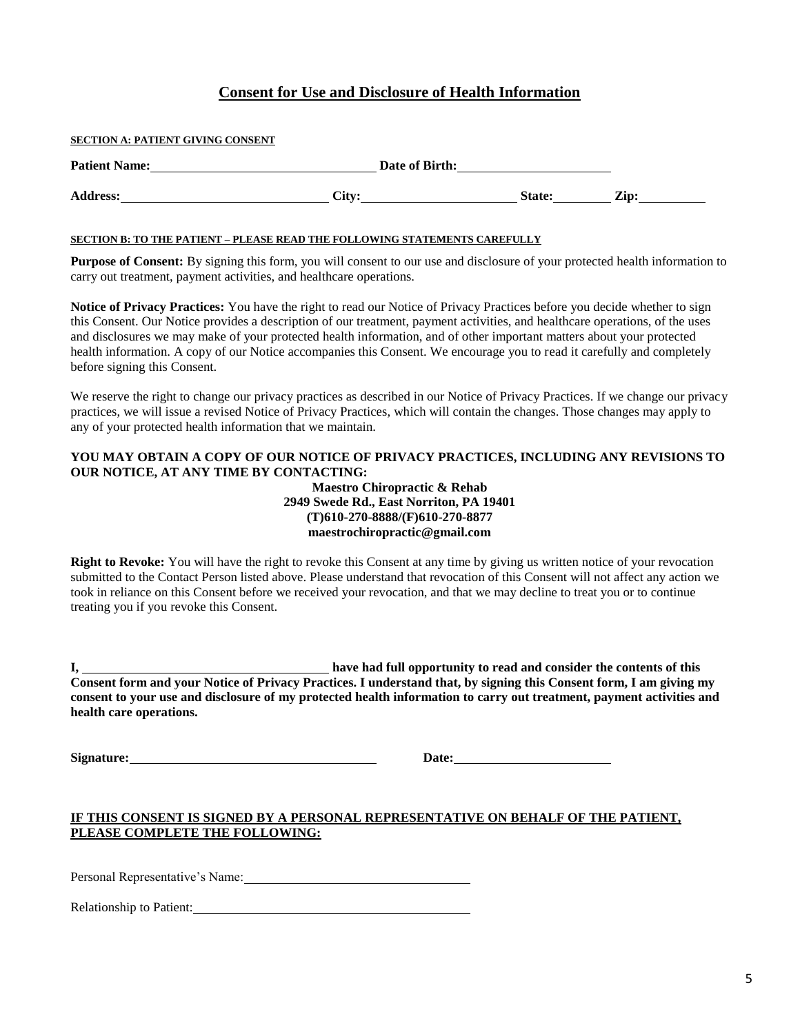# Consent for Use and Disclosure of Health Information

**SECTION A: PATIENT GIVING CONSENT**

**Patient Name:** ______________________________ **Date of Birth:** ____________________

**Address:** ____________________________ **City:** ____________________ **State:** ________ **Zip:** _________

**SECTION B: TO THE PATIENT – PLEASE READ THE FOLLOWING STATEMENTS CAREFULLY**

**Purpose of Consent:** By signing this form, you will consent to our use and disclosure of your protected health information to carry out treatment, payment activities, and healthcare operations.

**Notice of Privacy Practices:** You have the right to read our Notice of Privacy Practices before you decide whether to sign this Consent. Our Notice provides a description of our treatment, payment activities, and healthcare operations, of the uses and disclosures we may make of your protected health information, and of other important matters about your protected health information. A copy of our Notice accompanies this Consent. We encourage you to read it carefully and completely before signing this Consent.

We reserve the right to change our privacy practices as described in our Notice of Privacy Practices. If we change our privacy practices, we will issue a revised Notice of Privacy Practices, which will contain the changes. Those changes may apply to any of your protected health information that we maintain.

**YOU MAY OBTAIN A COPY OF OUR NOTICE OF PRIVACY PRACTICES, INCLUDING ANY REVISIONS TO OUR NOTICE, AT ANY TIME BY CONTACTING:**

**Maestro Chiropractic & Rehab**
**2949 Swede Rd., East Norriton, PA 19401**
**(T)610-270-8888/(F)610-270-8877**
**maestrochiropractic@gmail.com**

**Right to Revoke:** You will have the right to revoke this Consent at any time by giving us written notice of your revocation submitted to the Contact Person listed above. Please understand that revocation of this Consent will not affect any action we took in reliance on this Consent before we received your revocation, and that we may decline to treat you or to continue treating you if you revoke this Consent.

**I, ________________________________ have had full opportunity to read and consider the contents of this Consent form and your Notice of Privacy Practices. I understand that, by signing this Consent form, I am giving my consent to your use and disclosure of my protected health information to carry out treatment, payment activities and health care operations.**

**Signature:** ________________________________ **Date:** ____________________

**IF THIS CONSENT IS SIGNED BY A PERSONAL REPRESENTATIVE ON BEHALF OF THE PATIENT, PLEASE COMPLETE THE FOLLOWING:**

Personal Representative's Name: ______________________________

Relationship to Patient: ____________________________________